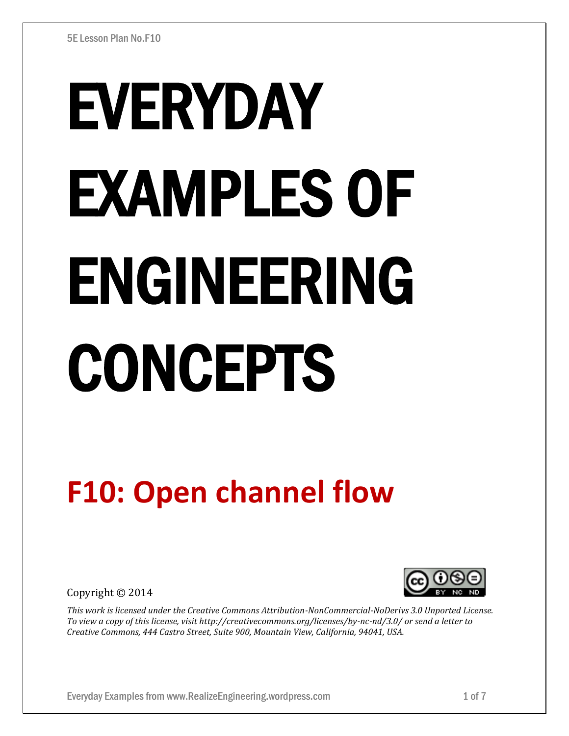# EVERYDAY EXAMPLES OF ENGINEERING CONCEPTS

## F10: Open channel flow

Copyright © 2014

*This work is licensed under the Creative Commons Attribution-NonCommercial-NoDerivs 3.0 Unported License. To view a copy of this license, visit http://creativecommons.org/licenses/by-nc-nd/3.0/ or send a letter to Creative Commons, 444 Castro Street, Suite 900, Mountain View, California, 94041, USA.*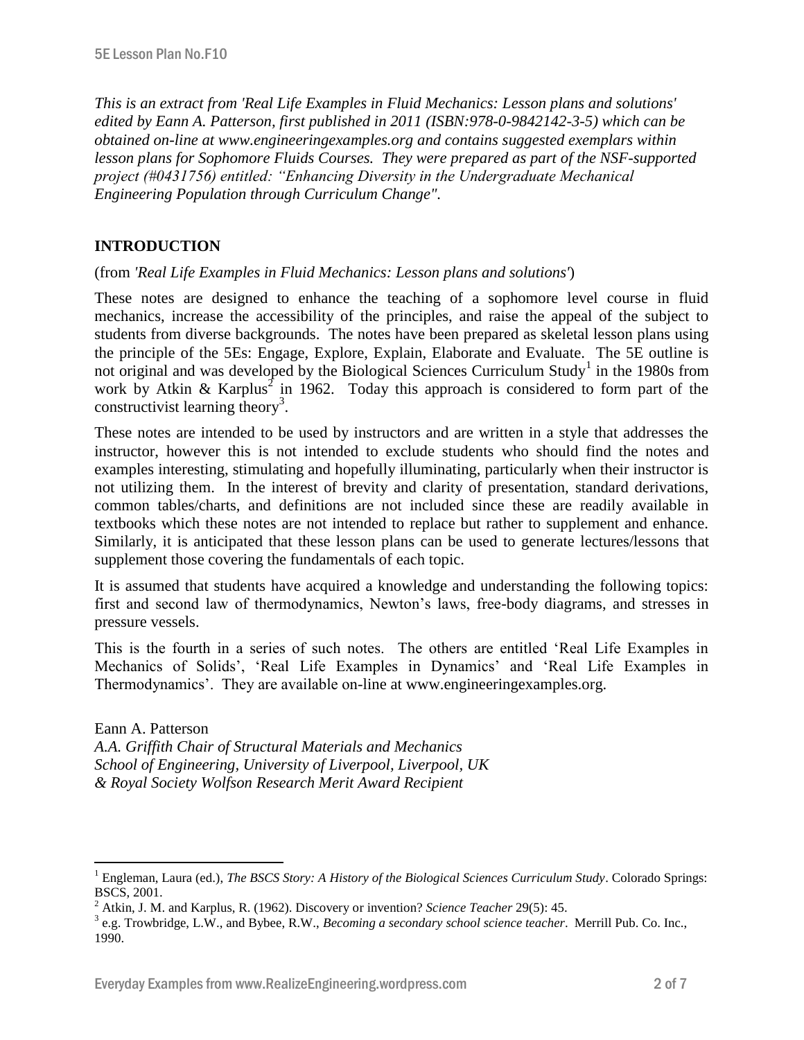*This is an extract from 'Real Life Examples in Fluid Mechanics: Lesson plans and solutions' edited by Eann A. Patterson, first published in 2011 (ISBN:978-0-9842142-3-5) which can be obtained on-line at www.engineeringexamples.org and contains suggested exemplars within lesson plans for Sophomore Fluids Courses. They were prepared as part of the NSF-supported project (#0431756) entitled: "Enhancing Diversity in the Undergraduate Mechanical Engineering Population through Curriculum Change".*

## INTRODUCTION

(from *'Real Life Examples in Fluid Mechanics: Lesson plans and solutions'*)

These notes are designed to enhance the teaching of a sophomore level course in fluid mechanics, increase the accessibility of the principles, and raise the appeal of the subject to students from diverse backgrounds. The notes have been prepared as skeletal lesson plans using the principle of the 5Es: Engage, Explore, Explain, Elaborate and Evaluate. The 5E outline is not original and was developed by the Biological Sciences Curriculum Study[1] in the 1980s from work by Atkin & Karplus[2] in 1962. Today this approach is considered to form part of the constructivist learning theory[3].

These notes are intended to be used by instructors and are written in a style that addresses the instructor, however this is not intended to exclude students who should find the notes and examples interesting, stimulating and hopefully illuminating, particularly when their instructor is not utilizing them. In the interest of brevity and clarity of presentation, standard derivations, common tables/charts, and definitions are not included since these are readily available in textbooks which these notes are not intended to replace but rather to supplement and enhance. Similarly, it is anticipated that these lesson plans can be used to generate lectures/lessons that supplement those covering the fundamentals of each topic.

It is assumed that students have acquired a knowledge and understanding the following topics: first and second law of thermodynamics, Newton's laws, free-body diagrams, and stresses in pressure vessels.

This is the fourth in a series of such notes. The others are entitled 'Real Life Examples in Mechanics of Solids', 'Real Life Examples in Dynamics' and 'Real Life Examples in Thermodynamics'. They are available on-line at www.engineeringexamples.org.

Eann A. Patterson
*A.A. Griffith Chair of Structural Materials and Mechanics*
*School of Engineering, University of Liverpool, Liverpool, UK*
*& Royal Society Wolfson Research Merit Award Recipient*

---

[1] Engleman, Laura (ed.), *The BSCS Story: A History of the Biological Sciences Curriculum Study*. Colorado Springs: BSCS, 2001.

[2] Atkin, J. M. and Karplus, R. (1962). Discovery or invention? *Science Teacher* 29(5): 45.

[3] e.g. Trowbridge, L.W., and Bybee, R.W., *Becoming a secondary school science teacher*. Merrill Pub. Co. Inc., 1990.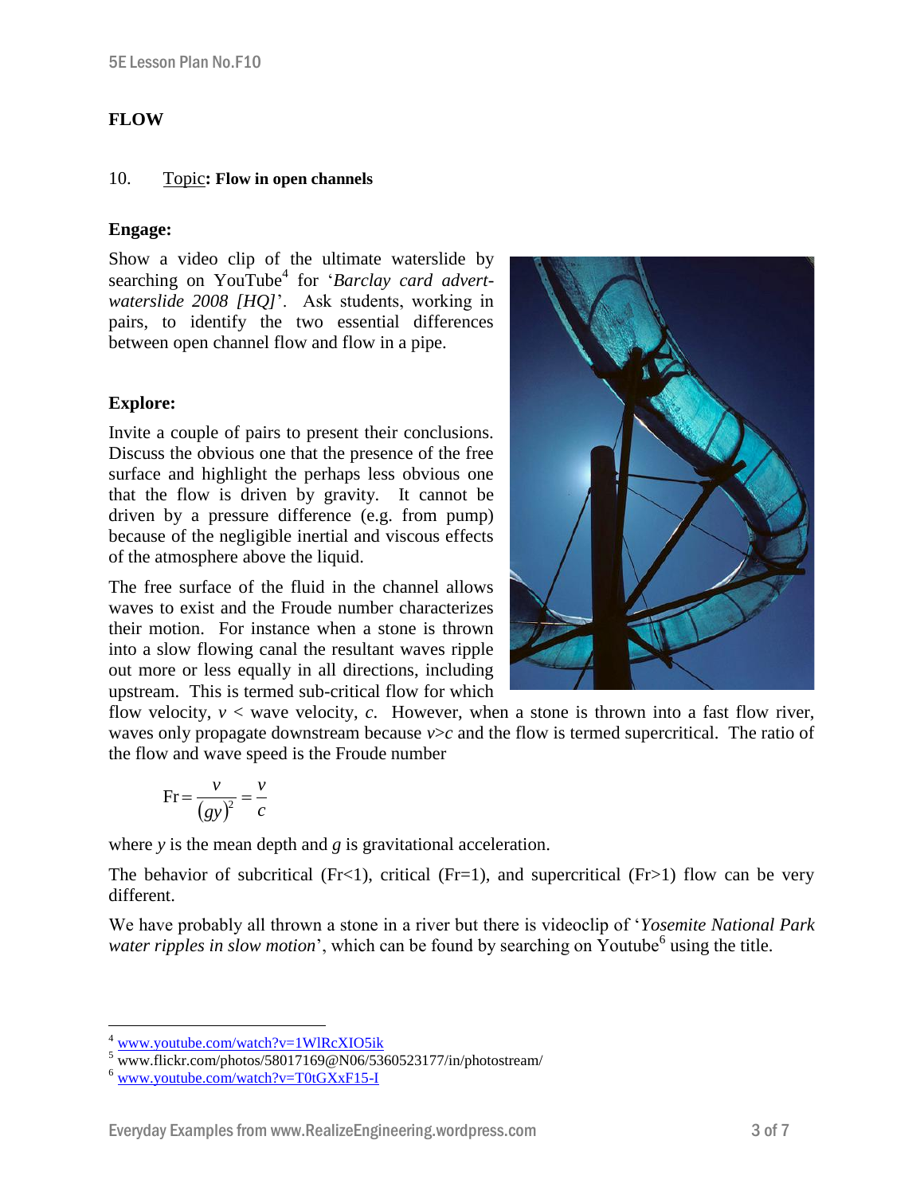# FLOW

10. Topic: **Flow in open channels**

**Engage:**

Show a video clip of the ultimate waterslide by searching on YouTube[4] for '*Barclay card advert-waterslide 2008 [HQ]*'. Ask students, working in pairs, to identify the two essential differences between open channel flow and flow in a pipe.

**Explore:**

Invite a couple of pairs to present their conclusions. Discuss the obvious one that the presence of the free surface and highlight the perhaps less obvious one that the flow is driven by gravity. It cannot be driven by a pressure difference (e.g. from pump) because of the negligible inertial and viscous effects of the atmosphere above the liquid.

The free surface of the fluid in the channel allows waves to exist and the Froude number characterizes their motion. For instance when a stone is thrown into a slow flowing canal the resultant waves ripple out more or less equally in all directions, including upstream. This is termed sub-critical flow for which flow velocity, $v < $ wave velocity, $c$. However, when a stone is thrown into a fast flow river, waves only propagate downstream because $v > c$ and the flow is termed supercritical. The ratio of the flow and wave speed is the Froude number

$$\mathrm{Fr} = \frac{v}{(gy)^{2}} = \frac{v}{c}$$

where $y$ is the mean depth and $g$ is gravitational acceleration.

The behavior of subcritical (Fr<1), critical (Fr=1), and supercritical (Fr>1) flow can be very different.

We have probably all thrown a stone in a river but there is videoclip of '*Yosemite National Park water ripples in slow motion*', which can be found by searching on Youtube[6] using the title.

---

[4] www.youtube.com/watch?v=1WlRcXIO5ik

[5] www.flickr.com/photos/58017169@N06/5360523177/in/photostream/

[6] www.youtube.com/watch?v=T0tGXxF15-I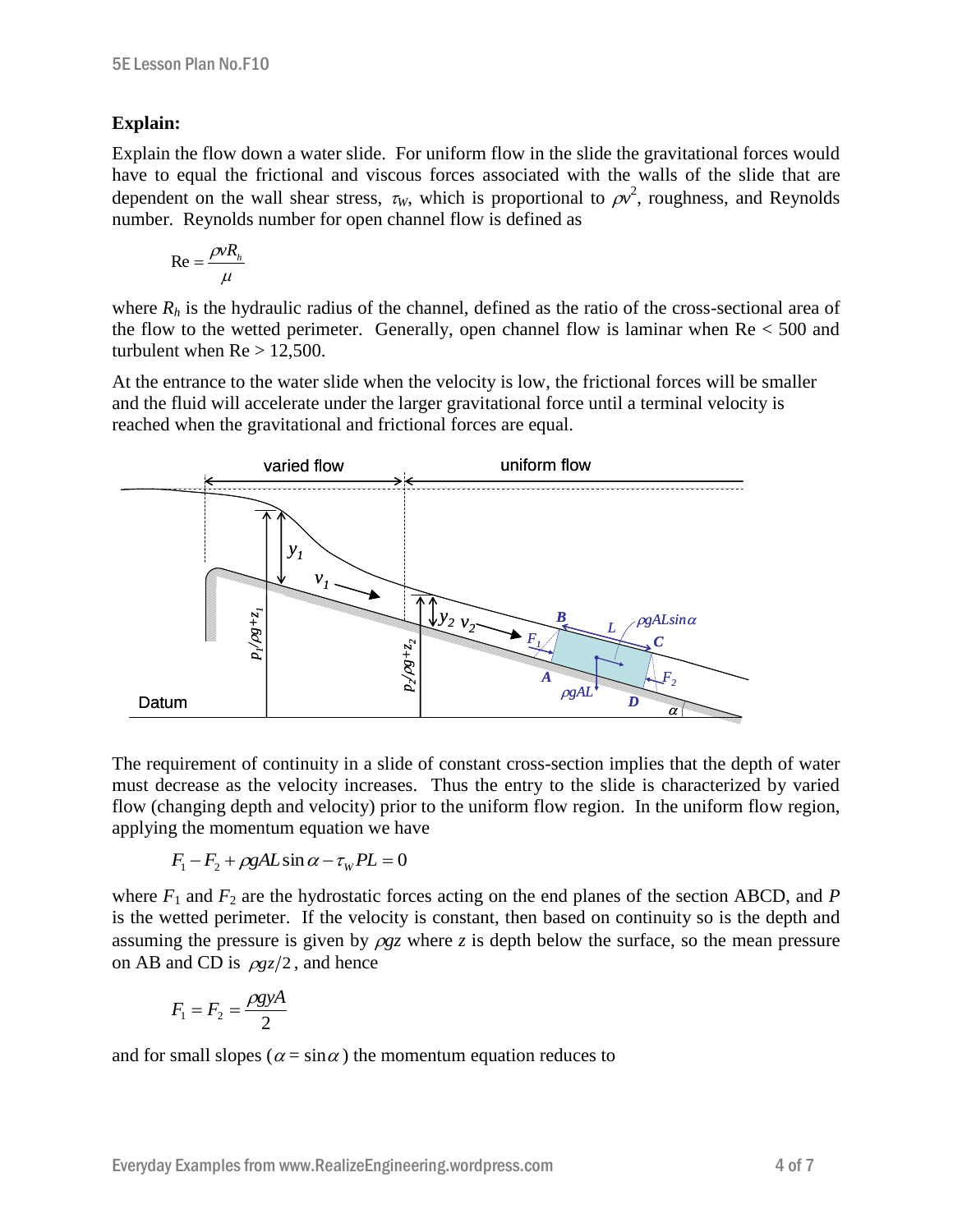**Explain:**

Explain the flow down a water slide. For uniform flow in the slide the gravitational forces would have to equal the frictional and viscous forces associated with the walls of the slide that are dependent on the wall shear stress, $\tau_W$, which is proportional to $\rho v^2$, roughness, and Reynolds number. Reynolds number for open channel flow is defined as

$$\mathrm{Re} = \frac{\rho v R_h}{\mu}$$

where $R_h$ is the hydraulic radius of the channel, defined as the ratio of the cross-sectional area of the flow to the wetted perimeter. Generally, open channel flow is laminar when Re < 500 and turbulent when Re > 12,500.

At the entrance to the water slide when the velocity is low, the frictional forces will be smaller and the fluid will accelerate under the larger gravitational force until a terminal velocity is reached when the gravitational and frictional forces are equal.

The requirement of continuity in a slide of constant cross-section implies that the depth of water must decrease as the velocity increases. Thus the entry to the slide is characterized by varied flow (changing depth and velocity) prior to the uniform flow region. In the uniform flow region, applying the momentum equation we have

$$F_1 - F_2 + \rho g A L \sin\alpha - \tau_W P L = 0$$

where $F_1$ and $F_2$ are the hydrostatic forces acting on the end planes of the section ABCD, and $P$ is the wetted perimeter. If the velocity is constant, then based on continuity so is the depth and assuming the pressure is given by $\rho g z$ where $z$ is depth below the surface, so the mean pressure on AB and CD is $\rho g z/2$, and hence

$$F_1 = F_2 = \frac{\rho g y A}{2}$$

and for small slopes ($\alpha = \sin\alpha$) the momentum equation reduces to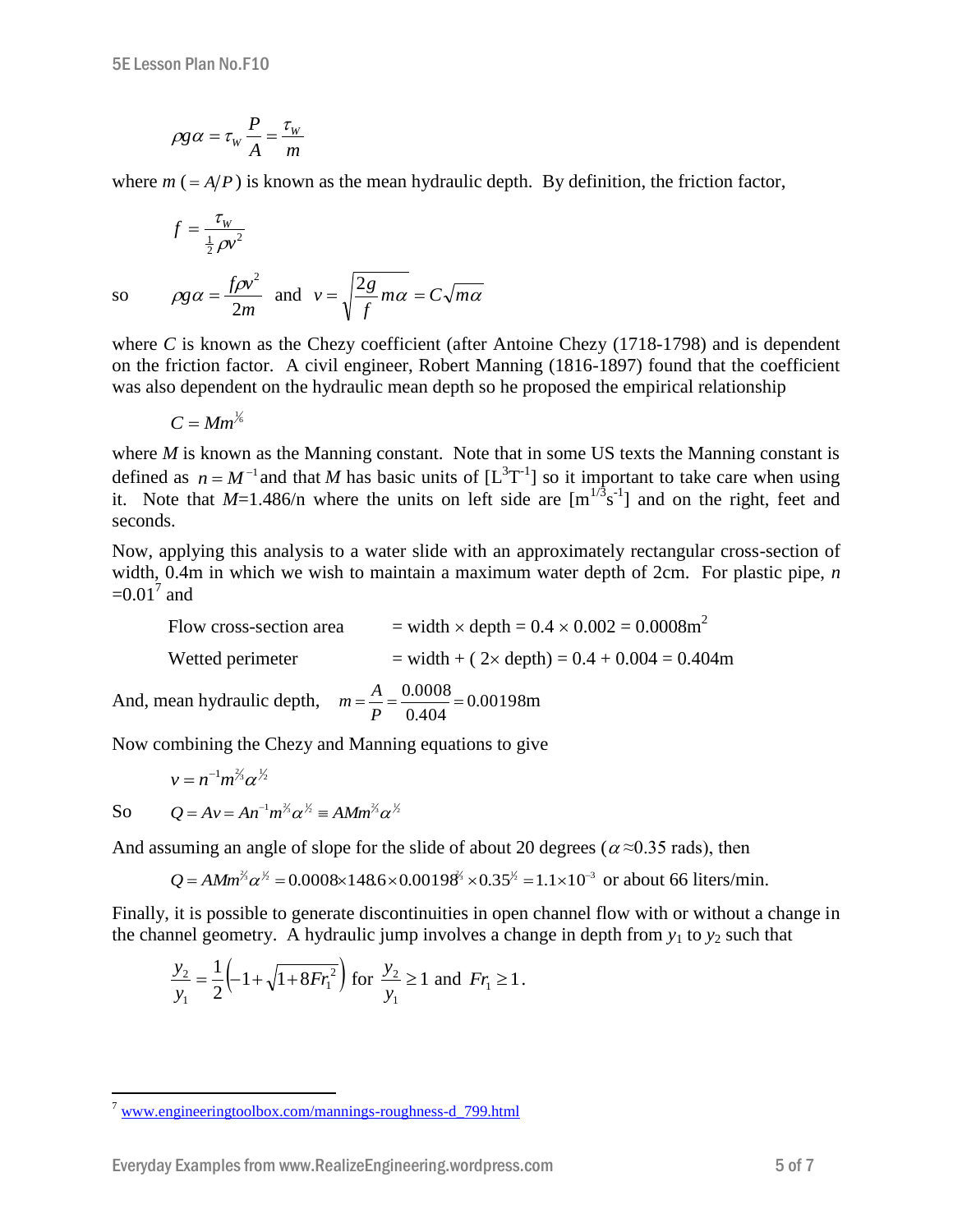$$\rho g \alpha = \tau_w \frac{P}{A} = \frac{\tau_w}{m}$$

where $m$ ($= A/P$) is known as the mean hydraulic depth. By definition, the friction factor,

$$f = \frac{\tau_w}{\frac{1}{2}\rho v^2}$$

so $$\rho g \alpha = \frac{f \rho v^2}{2m} \text{ and } v = \sqrt{\frac{2g}{f} m \alpha} = C\sqrt{m\alpha}$$

where $C$ is known as the Chezy coefficient (after Antoine Chezy (1718-1798) and is dependent on the friction factor. A civil engineer, Robert Manning (1816-1897) found that the coefficient was also dependent on the hydraulic mean depth so he proposed the empirical relationship

$$C = Mm^{1/6}$$

where $M$ is known as the Manning constant. Note that in some US texts the Manning constant is defined as $n = M^{-1}$ and that $M$ has basic units of [$L^3T^{-1}$] so it important to take care when using it. Note that $M$=1.486/n where the units on left side are [$m^{1/3}s^{-1}$] and on the right, feet and seconds.

Now, applying this analysis to a water slide with an approximately rectangular cross-section of width, 0.4m in which we wish to maintain a maximum water depth of 2cm. For plastic pipe, $n$ =0.01[7] and

Flow cross-section area = width × depth = 0.4 × 0.002 = 0.0008m$^2$

Wetted perimeter = width + ( 2× depth) = 0.4 + 0.004 = 0.404m

And, mean hydraulic depth, $m = \frac{A}{P} = \frac{0.0008}{0.404} = 0.00198\text{m}$

Now combining the Chezy and Manning equations to give

$$v = n^{-1} m^{2/3} \alpha^{1/2}$$

So $$Q = Av = An^{-1} m^{2/3} \alpha^{1/2} \equiv AMm^{2/3} \alpha^{1/2}$$

And assuming an angle of slope for the slide of about 20 degrees ($\alpha \approx 0.35$ rads), then

$$Q = AMm^{2/3}\alpha^{1/2} = 0.0008 \times 148.6 \times 0.00198^{2/3} \times 0.35^{1/2} = 1.1 \times 10^{-3}$$ or about 66 liters/min.

Finally, it is possible to generate discontinuities in open channel flow with or without a change in channel geometry. A hydraulic jump involves a change in depth from $y_1$ to $y_2$ such that

$$\frac{y_2}{y_1} = \frac{1}{2}\left(-1 + \sqrt{1 + 8Fr_1^2}\right) \text{ for } \frac{y_2}{y_1} \geq 1 \text{ and } Fr_1 \geq 1.$$

---

[7] www.engineeringtoolbox.com/mannings-roughness-d_799.html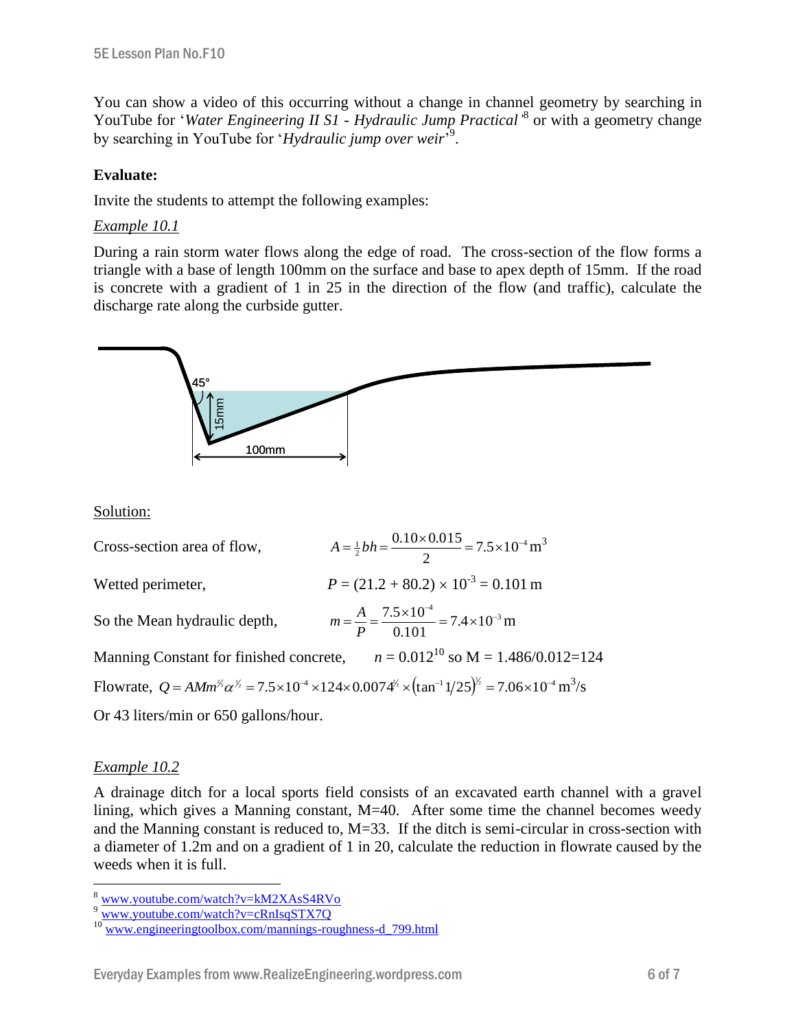You can show a video of this occurring without a change in channel geometry by searching in YouTube for '*Water Engineering II S1 - Hydraulic Jump Practical*'[8] or with a geometry change by searching in YouTube for '*Hydraulic jump over weir*'[9].

**Evaluate:**

Invite the students to attempt the following examples:

*Example 10.1*

During a rain storm water flows along the edge of road. The cross-section of the flow forms a triangle with a base of length 100mm on the surface and base to apex depth of 15mm. If the road is concrete with a gradient of 1 in 25 in the direction of the flow (and traffic), calculate the discharge rate along the curbside gutter.

Solution:

Cross-section area of flow, $A = \frac{1}{2}bh = \frac{0.10 \times 0.015}{2} = 7.5 \times 10^{-4}\,\text{m}^3$

Wetted perimeter, $P = (21.2 + 80.2) \times 10^{-3} = 0.101\,\text{m}$

So the Mean hydraulic depth, $m = \frac{A}{P} = \frac{7.5 \times 10^{-4}}{0.101} = 7.4 \times 10^{-3}\,\text{m}$

Manning Constant for finished concrete, $n = 0.012$[10] so M = 1.486/0.012=124

Flowrate, $Q = AMm^{2/3}\alpha^{1/2} = 7.5 \times 10^{-4} \times 124 \times 0.0074^{2/3} \times \left(\tan^{-1} 1/25\right)^{1/2} = 7.06 \times 10^{-4}\,\text{m}^3/\text{s}$

Or 43 liters/min or 650 gallons/hour.

*Example 10.2*

A drainage ditch for a local sports field consists of an excavated earth channel with a gravel lining, which gives a Manning constant, M=40. After some time the channel becomes weedy and the Manning constant is reduced to, M=33. If the ditch is semi-circular in cross-section with a diameter of 1.2m and on a gradient of 1 in 20, calculate the reduction in flowrate caused by the weeds when it is full.

---

[8] www.youtube.com/watch?v=kM2XAsS4RVo

[9] www.youtube.com/watch?v=cRnIsqSTX7Q

[10] www.engineeringtoolbox.com/mannings-roughness-d_799.html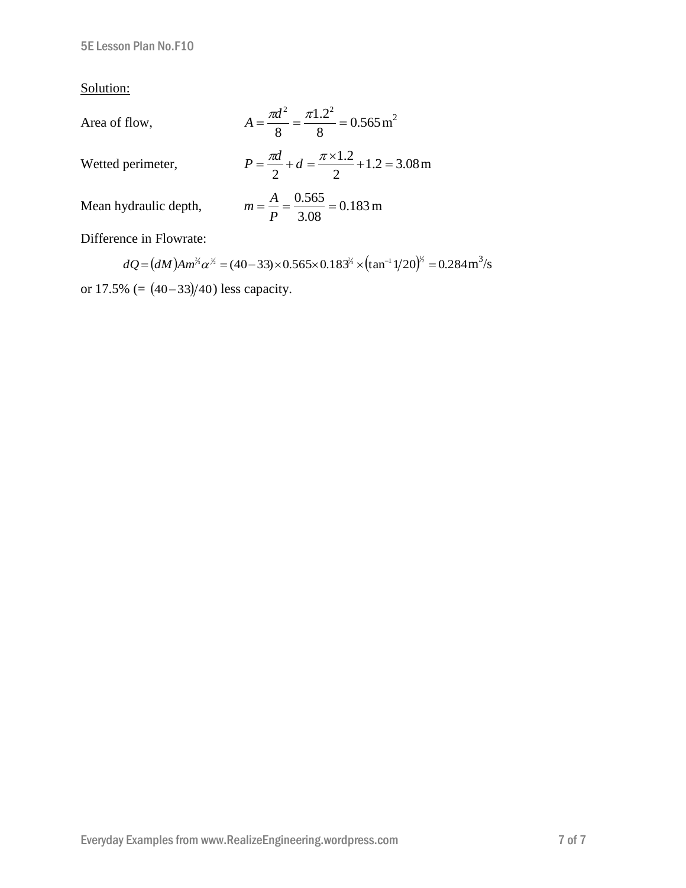Solution:

Area of flow, $A = \frac{\pi d^2}{8} = \frac{\pi 1.2^2}{8} = 0.565\,\text{m}^2$

Wetted perimeter, $P = \frac{\pi d}{2} + d = \frac{\pi \times 1.2}{2} + 1.2 = 3.08\,\text{m}$

Mean hydraulic depth, $m = \frac{A}{P} = \frac{0.565}{3.08} = 0.183\,\text{m}$

Difference in Flowrate:

$$dQ = (dM)Am^{2/3}\alpha^{1/2} = (40-33)\times 0.565 \times 0.183^{2/3} \times \left(\tan^{-1} 1/20\right)^{1/2} = 0.284\,\text{m}^3/\text{s}$$

or 17.5% (= $(40-33)/40$) less capacity.